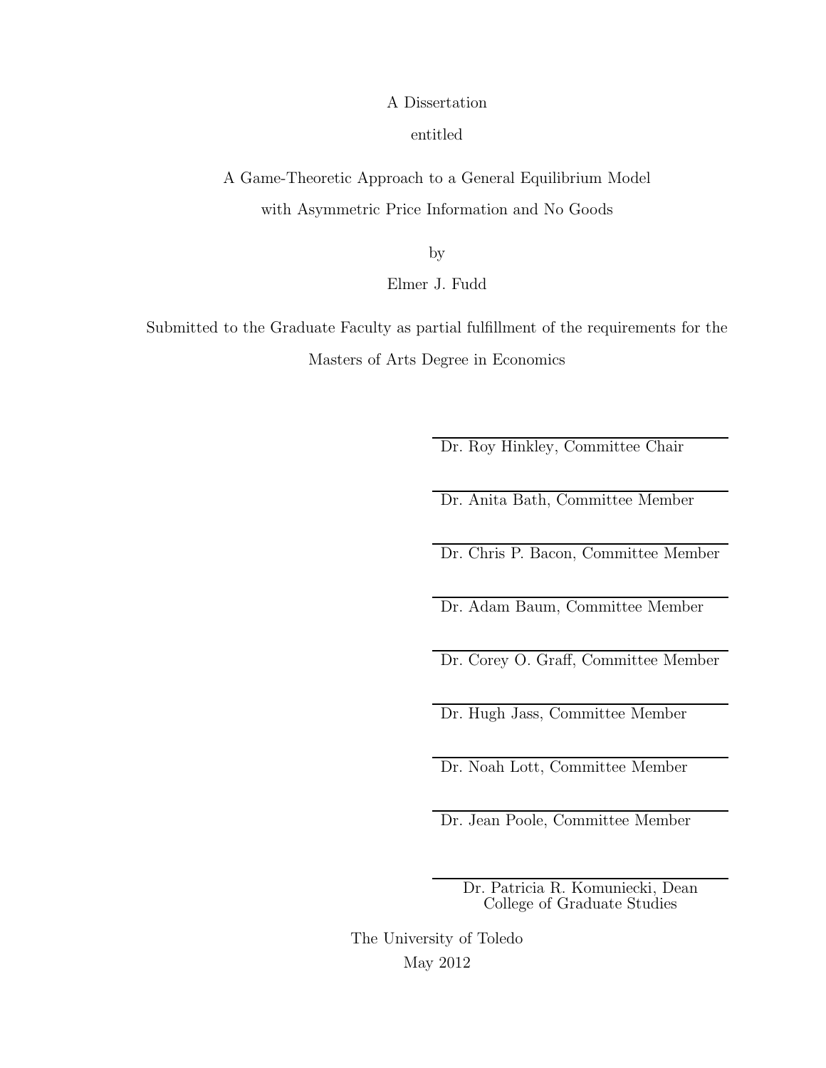A Dissertation

entitled

A Game-Theoretic Approach to a General Equilibrium Model with Asymmetric Price Information and No Goods

by

Elmer J. Fudd

Submitted to the Graduate Faculty as partial fulfillment of the requirements for the Masters of Arts Degree in Economics

Dr. Roy Hinkley, Committee Chair

Dr. Anita Bath, Committee Member

Dr. Chris P. Bacon, Committee Member

Dr. Adam Baum, Committee Member

Dr. Corey O. Graff, Committee Member

Dr. Hugh Jass, Committee Member

Dr. Noah Lott, Committee Member

Dr. Jean Poole, Committee Member

Dr. Patricia R. Komuniecki, Dean
College of Graduate Studies

The University of Toledo

May 2012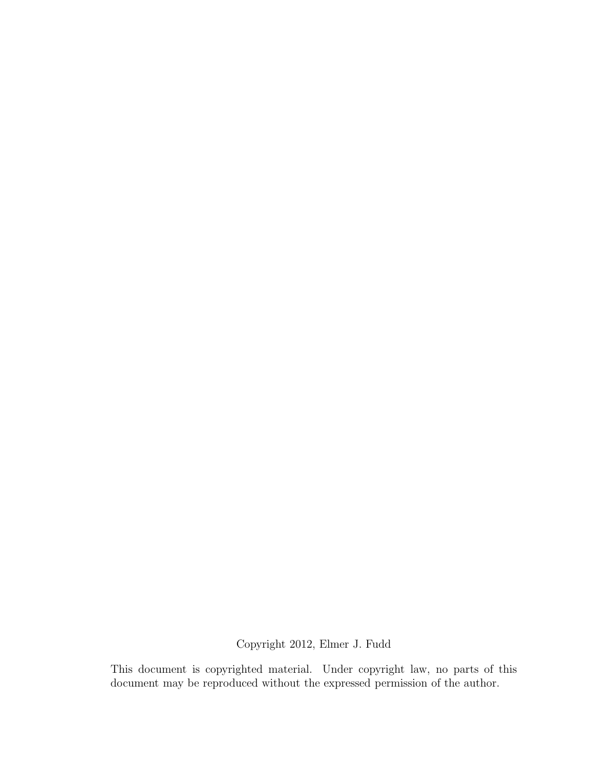Copyright 2012, Elmer J. Fudd

This document is copyrighted material. Under copyright law, no parts of this document may be reproduced without the expressed permission of the author.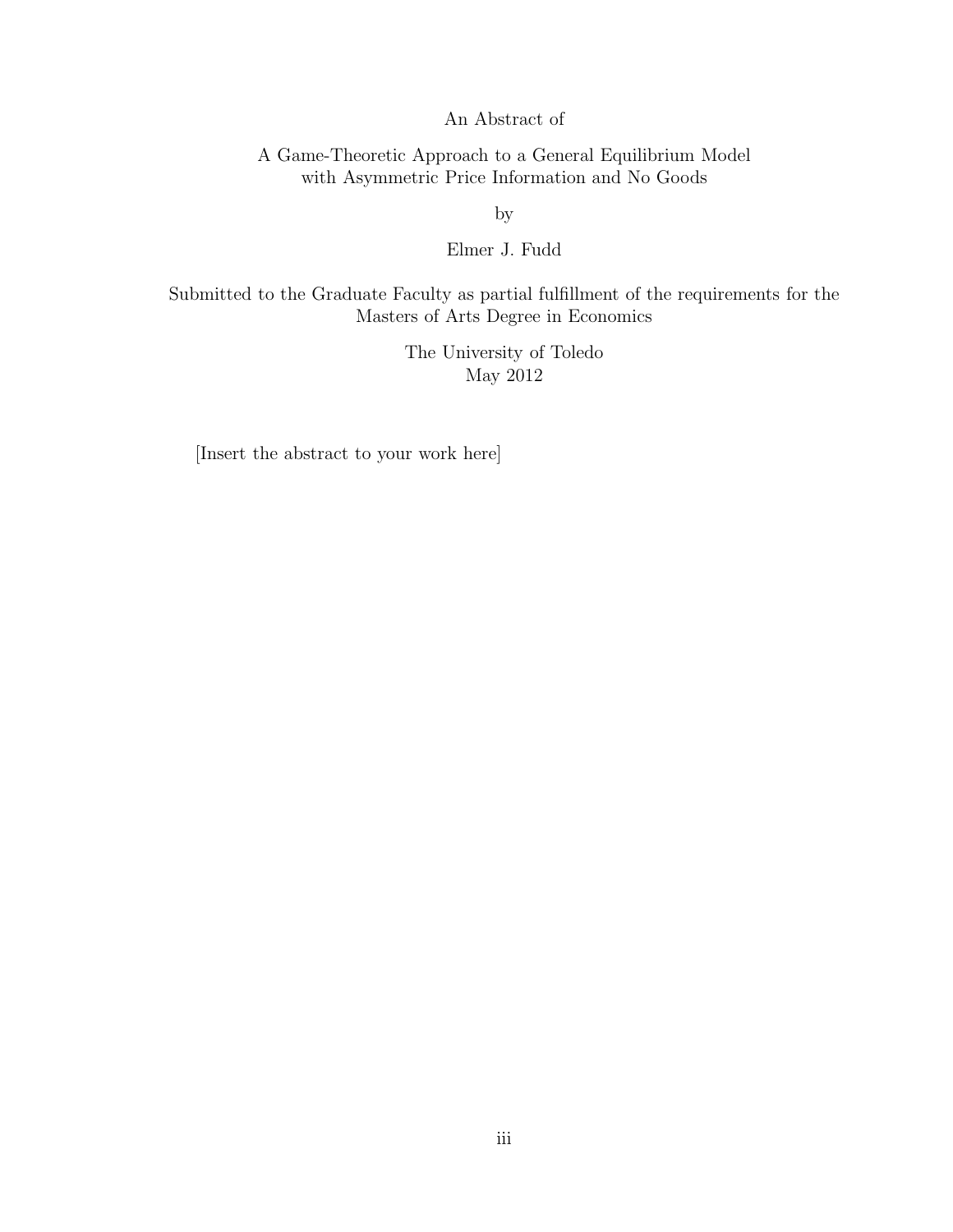An Abstract of

A Game-Theoretic Approach to a General Equilibrium Model with Asymmetric Price Information and No Goods

by

Elmer J. Fudd

Submitted to the Graduate Faculty as partial fulfillment of the requirements for the Masters of Arts Degree in Economics

The University of Toledo
May 2012

[Insert the abstract to your work here]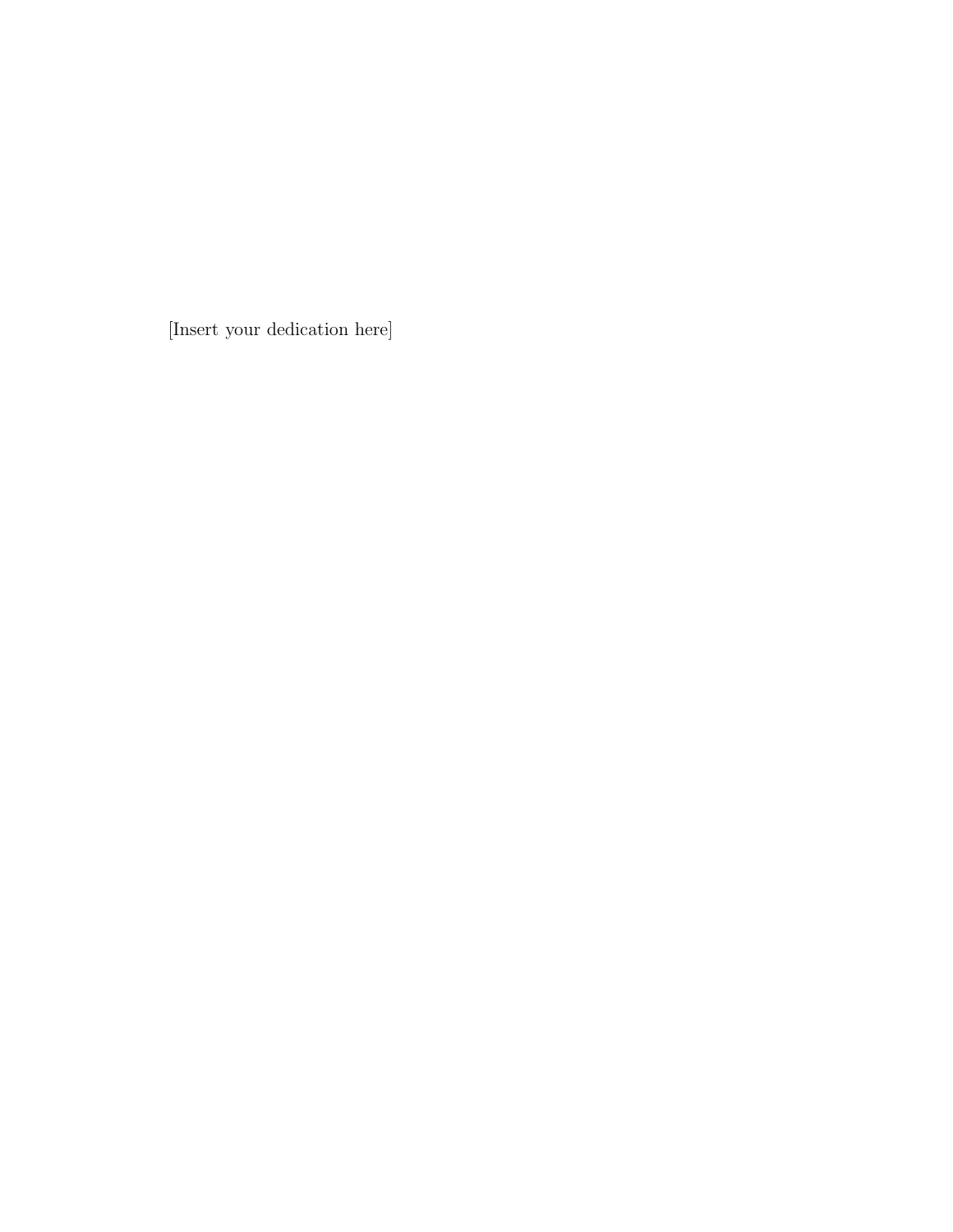[Insert your dedication here]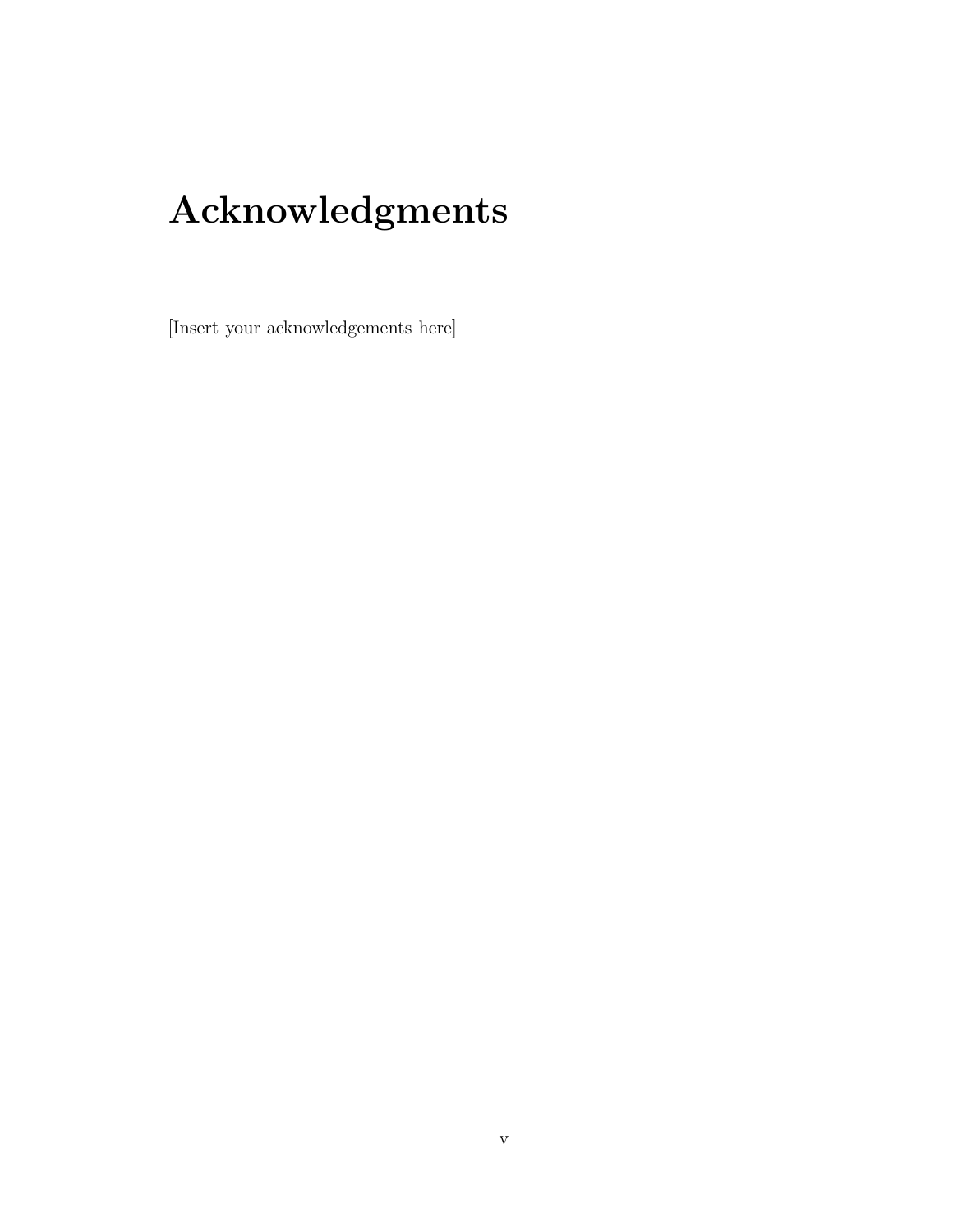# Acknowledgments

[Insert your acknowledgements here]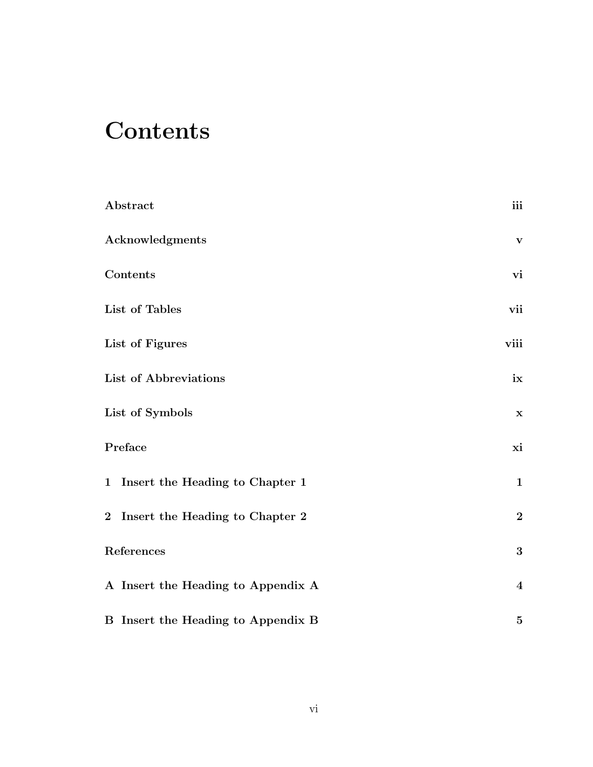# Contents

| | |
|---|---|
| **Abstract** | **iii** |
| **Acknowledgments** | **v** |
| **Contents** | **vi** |
| **List of Tables** | **vii** |
| **List of Figures** | **viii** |
| **List of Abbreviations** | **ix** |
| **List of Symbols** | **x** |
| **Preface** | **xi** |
| **1 Insert the Heading to Chapter 1** | **1** |
| **2 Insert the Heading to Chapter 2** | **2** |
| **References** | **3** |
| **A Insert the Heading to Appendix A** | **4** |
| **B Insert the Heading to Appendix B** | **5** |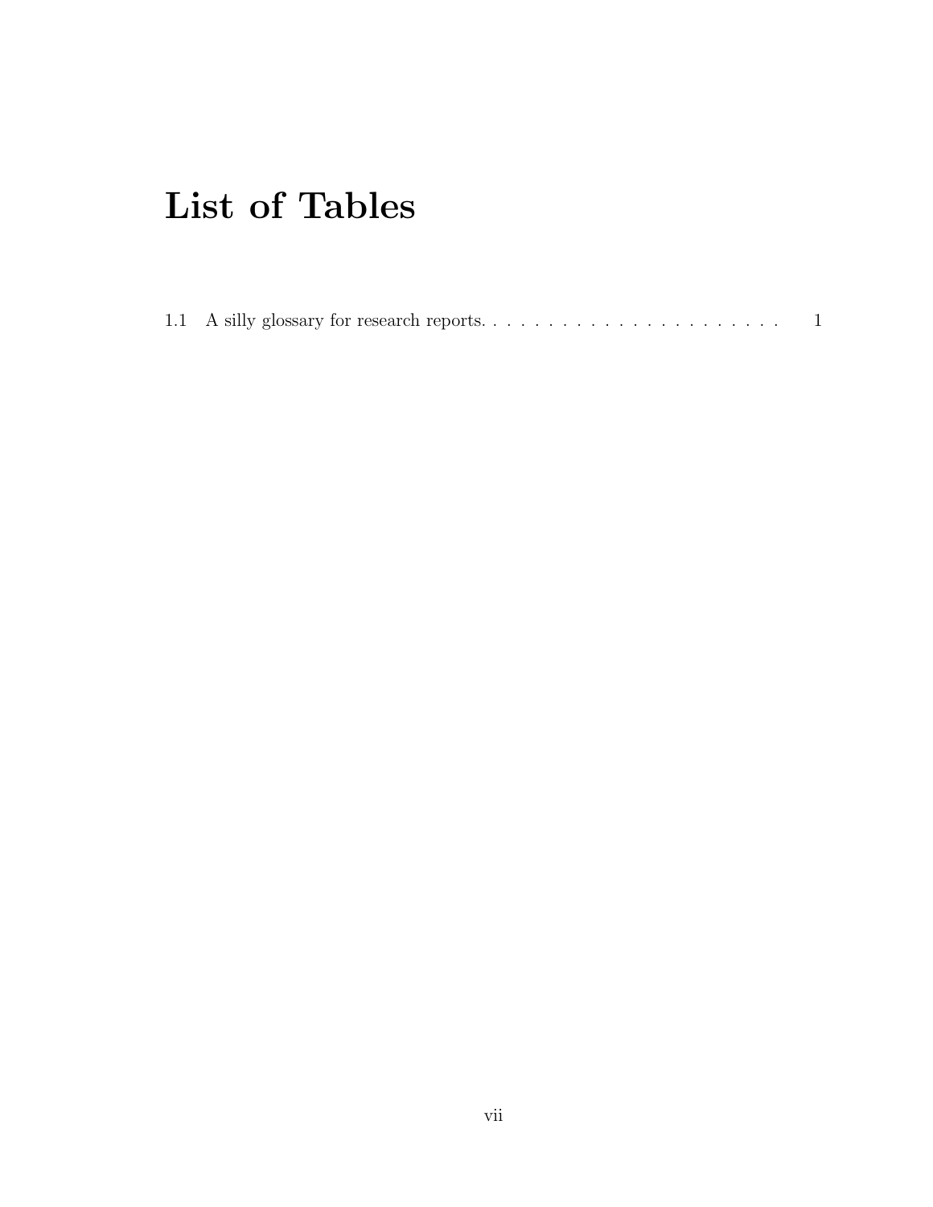# List of Tables

1.1 A silly glossary for research reports. . . . . . . . . . . . . . . . . . . . . . . 1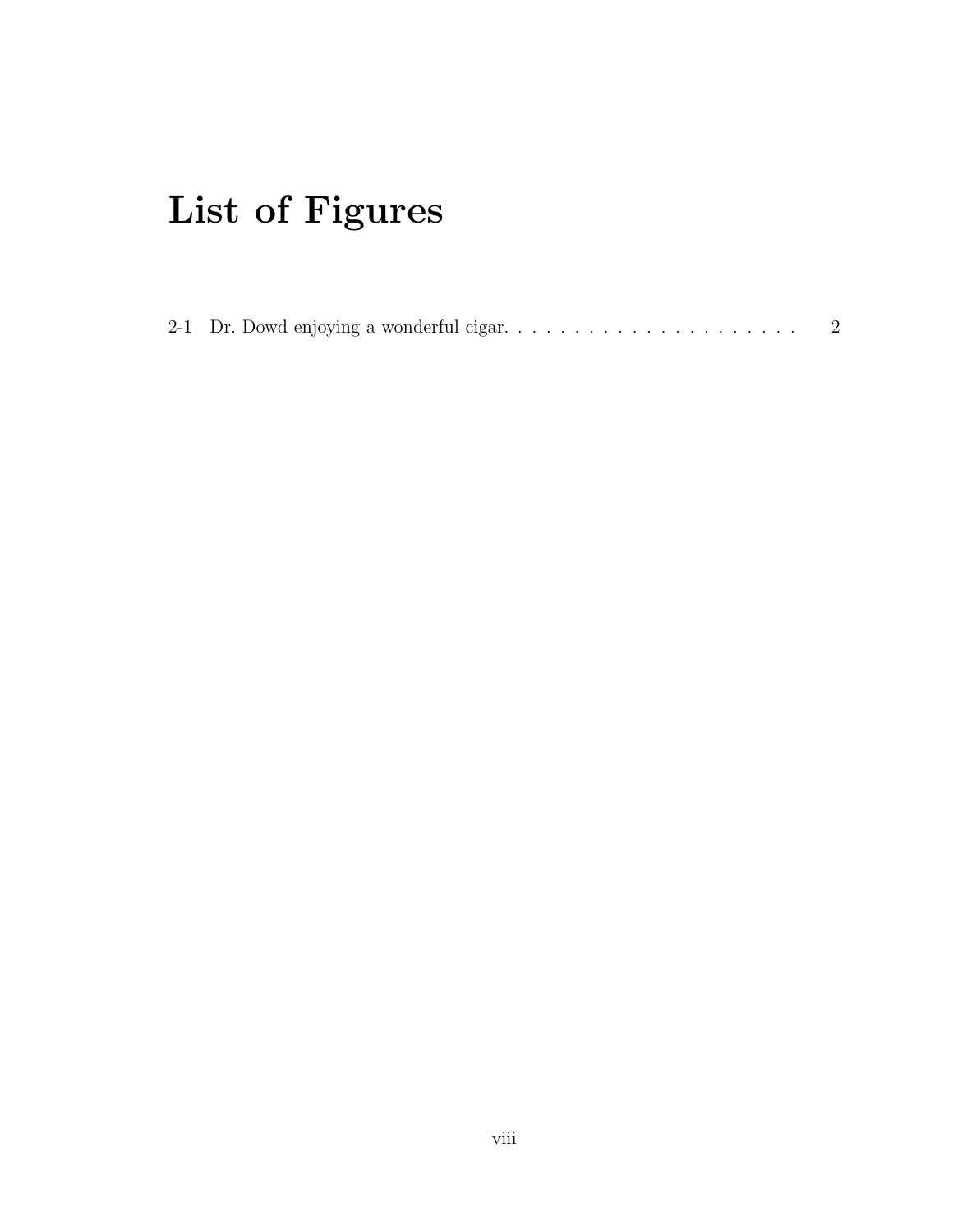# List of Figures

2-1 Dr. Dowd enjoying a wonderful cigar. . . . . . . . . . . . . . . . . . . . . . 2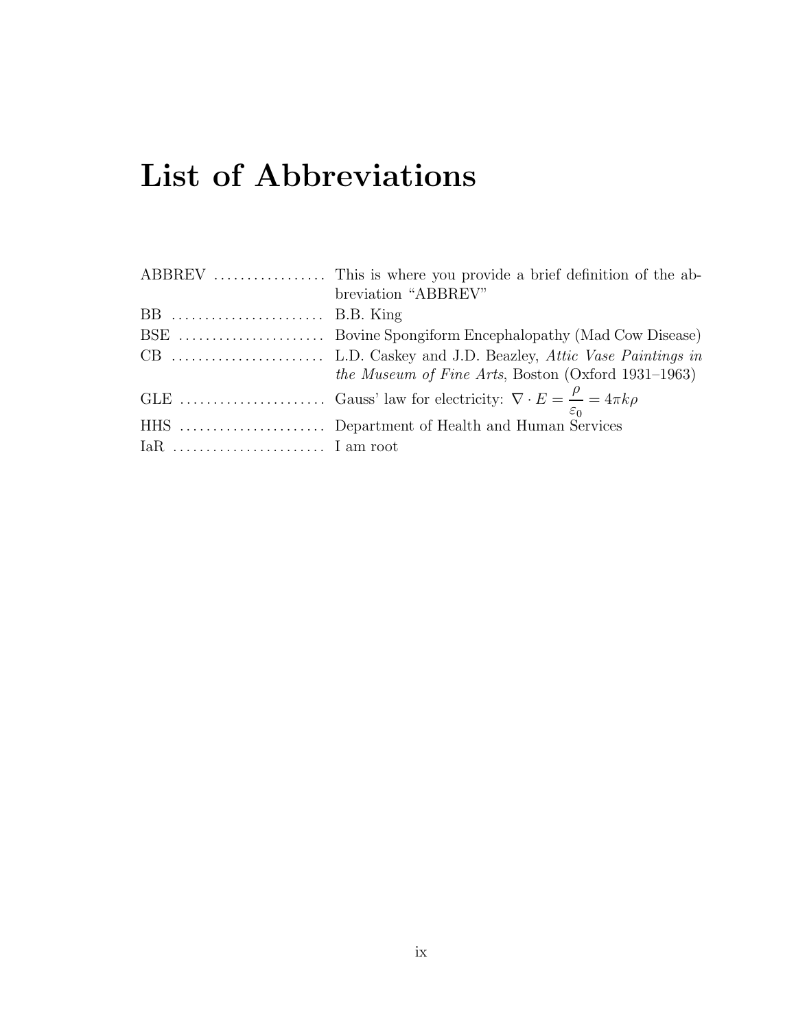# List of Abbreviations

| Abbreviation | Definition |
|---|---|
| ABBREV | This is where you provide a brief definition of the abbreviation “ABBREV” |
| BB | B.B. King |
| BSE | Bovine Spongiform Encephalopathy (Mad Cow Disease) |
| CB | L.D. Caskey and J.D. Beazley, *Attic Vase Paintings in the Museum of Fine Arts*, Boston (Oxford 1931–1963) |
| GLE | Gauss’ law for electricity: $\nabla \cdot E = \frac{\rho}{\varepsilon_0} = 4\pi k\rho$ |
| HHS | Department of Health and Human Services |
| IaR | I am root |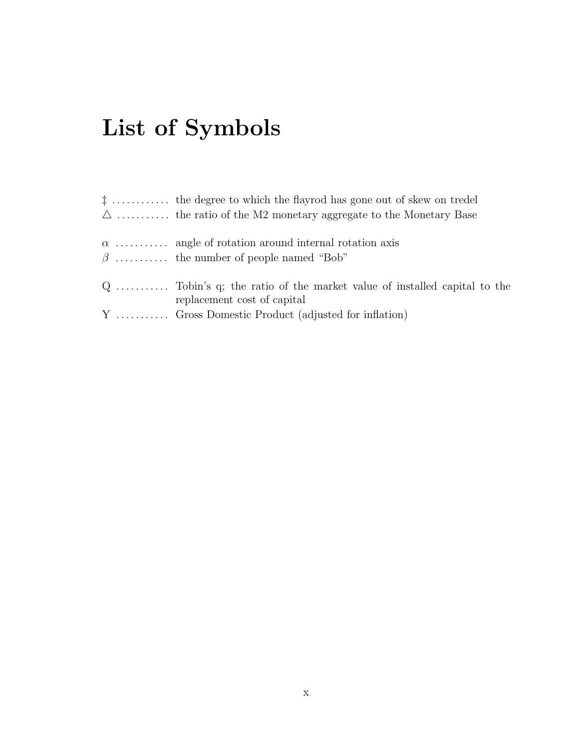# List of Symbols

‡ ............ the degree to which the flayrod has gone out of skew on tredel
$\triangle$ ........... the ratio of the M2 monetary aggregate to the Monetary Base

$\alpha$ ........... angle of rotation around internal rotation axis
$\beta$ ........... the number of people named “Bob”

Q ........... Tobin’s q; the ratio of the market value of installed capital to the replacement cost of capital
Y ........... Gross Domestic Product (adjusted for inflation)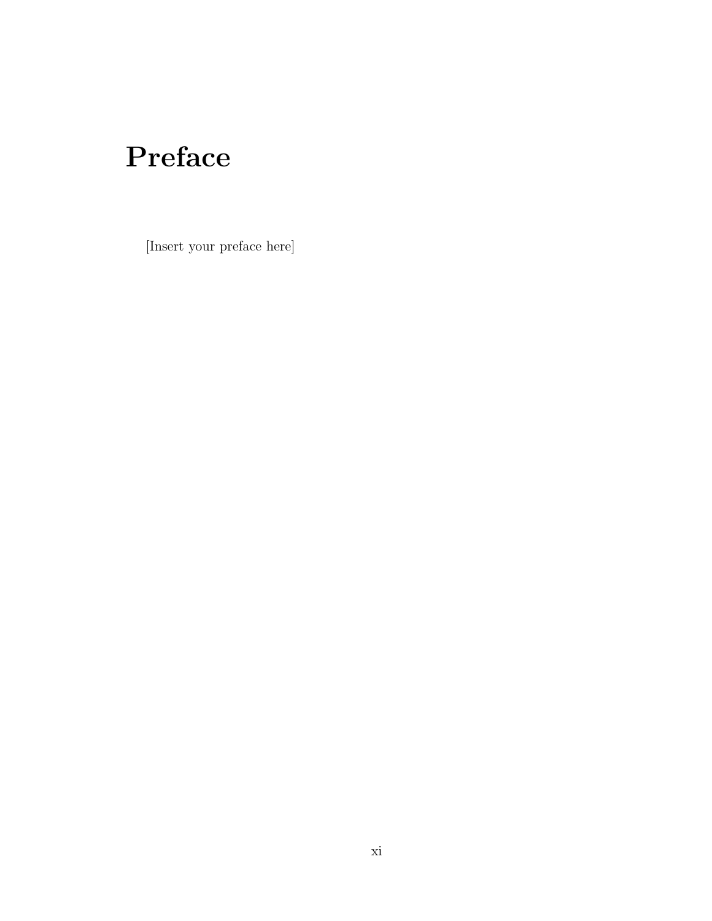# Preface

[Insert your preface here]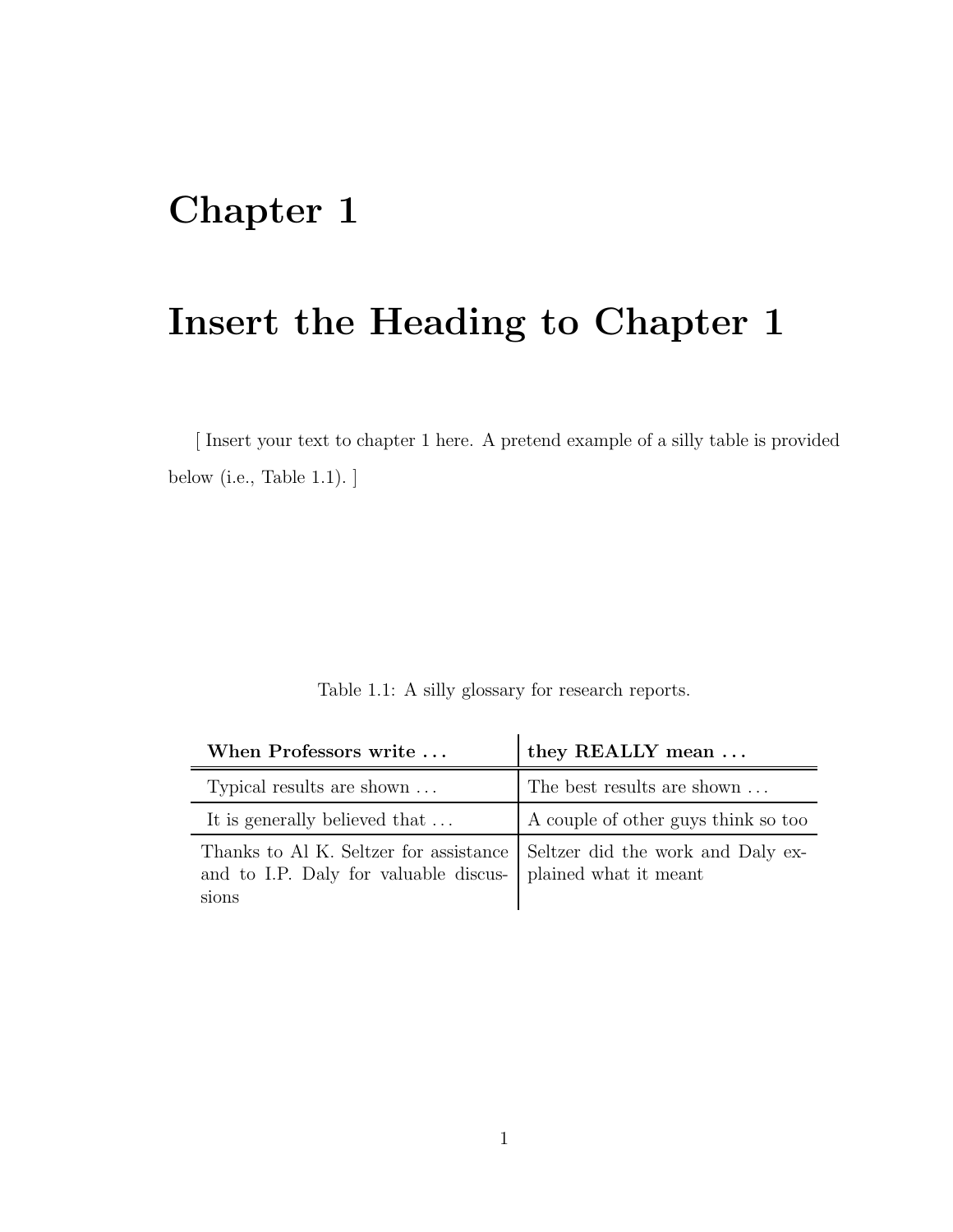# Chapter 1

# Insert the Heading to Chapter 1

[ Insert your text to chapter 1 here. A pretend example of a silly table is provided below (i.e., Table 1.1). ]

Table 1.1: A silly glossary for research reports.

| **When Professors write ...** | **they REALLY mean ...** |
|---|---|
| Typical results are shown ... | The best results are shown ... |
| It is generally believed that ... | A couple of other guys think so too |
| Thanks to Al K. Seltzer for assistance and to I.P. Daly for valuable discussions | Seltzer did the work and Daly explained what it meant |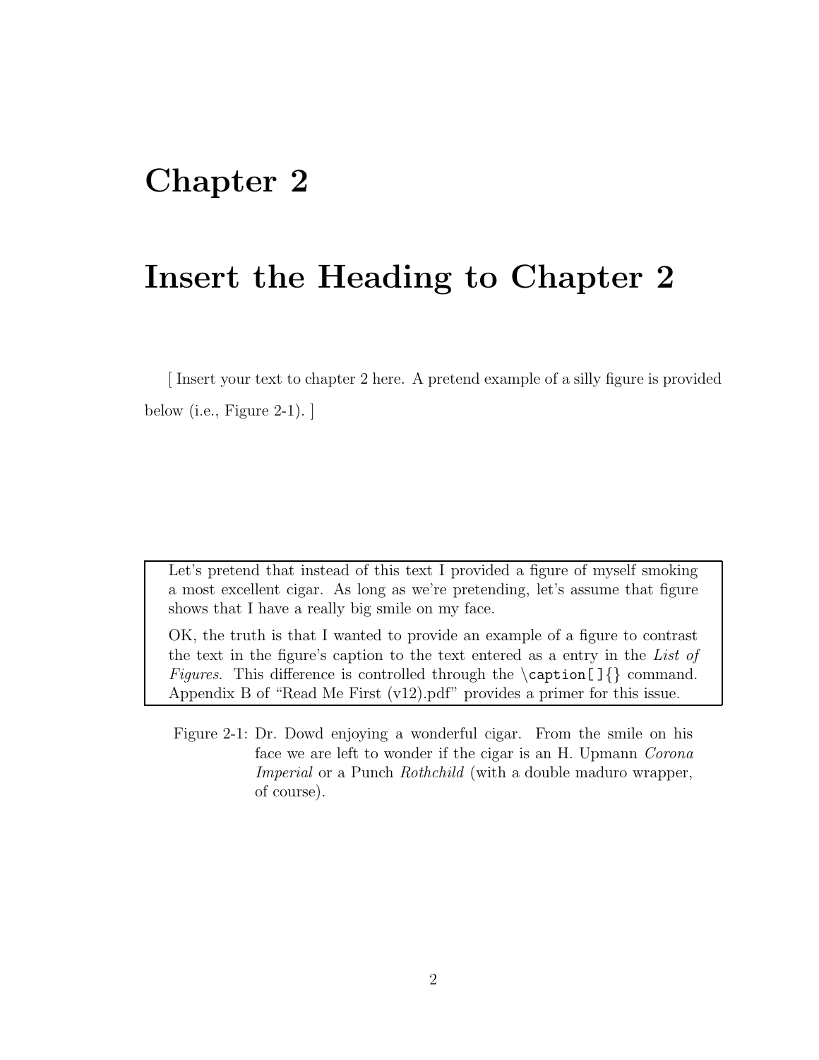# Chapter 2

# Insert the Heading to Chapter 2

[ Insert your text to chapter 2 here. A pretend example of a silly figure is provided below (i.e., Figure 2-1). ]

Let's pretend that instead of this text I provided a figure of myself smoking a most excellent cigar. As long as we're pretending, let's assume that figure shows that I have a really big smile on my face.

OK, the truth is that I wanted to provide an example of a figure to contrast the text in the figure's caption to the text entered as a entry in the *List of Figures*. This difference is controlled through the `\caption[]{}` command. Appendix B of "Read Me First (v12).pdf" provides a primer for this issue.

Figure 2-1: Dr. Dowd enjoying a wonderful cigar. From the smile on his face we are left to wonder if the cigar is an H. Upmann *Corona Imperial* or a Punch *Rothchild* (with a double maduro wrapper, of course).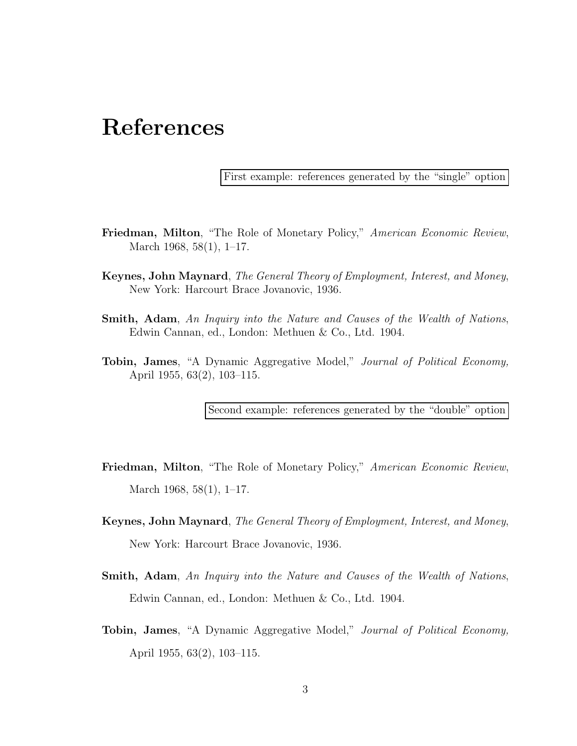# References

First example: references generated by the "single" option

**Friedman, Milton**, "The Role of Monetary Policy," *American Economic Review*, March 1968, 58(1), 1–17.

**Keynes, John Maynard**, *The General Theory of Employment, Interest, and Money*, New York: Harcourt Brace Jovanovic, 1936.

**Smith, Adam**, *An Inquiry into the Nature and Causes of the Wealth of Nations*, Edwin Cannan, ed., London: Methuen & Co., Ltd. 1904.

**Tobin, James**, "A Dynamic Aggregative Model," *Journal of Political Economy,* April 1955, 63(2), 103–115.

Second example: references generated by the "double" option

**Friedman, Milton**, "The Role of Monetary Policy," *American Economic Review*, March 1968, 58(1), 1–17.

**Keynes, John Maynard**, *The General Theory of Employment, Interest, and Money*, New York: Harcourt Brace Jovanovic, 1936.

**Smith, Adam**, *An Inquiry into the Nature and Causes of the Wealth of Nations*, Edwin Cannan, ed., London: Methuen & Co., Ltd. 1904.

**Tobin, James**, "A Dynamic Aggregative Model," *Journal of Political Economy,* April 1955, 63(2), 103–115.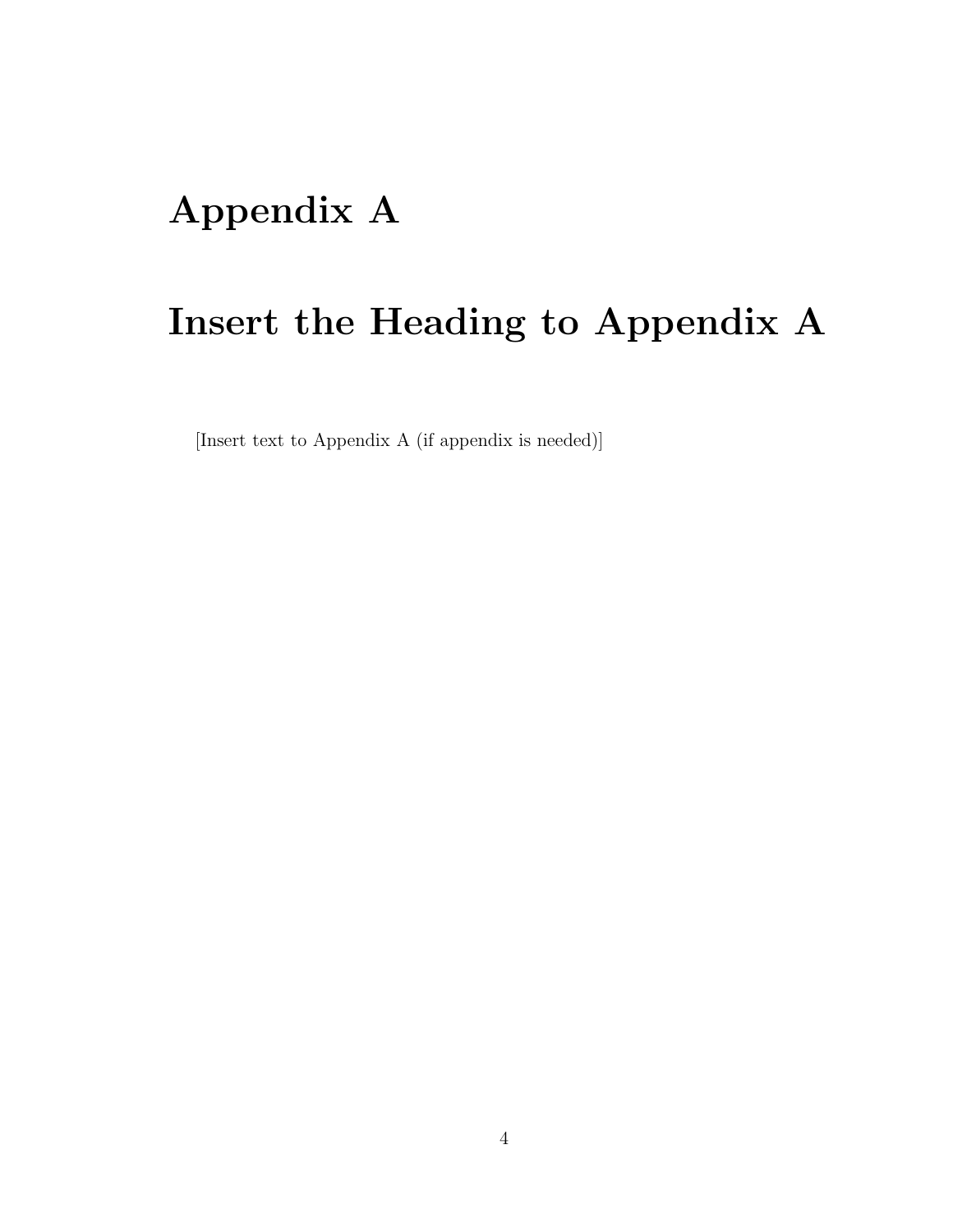# Appendix A

# Insert the Heading to Appendix A

[Insert text to Appendix A (if appendix is needed)]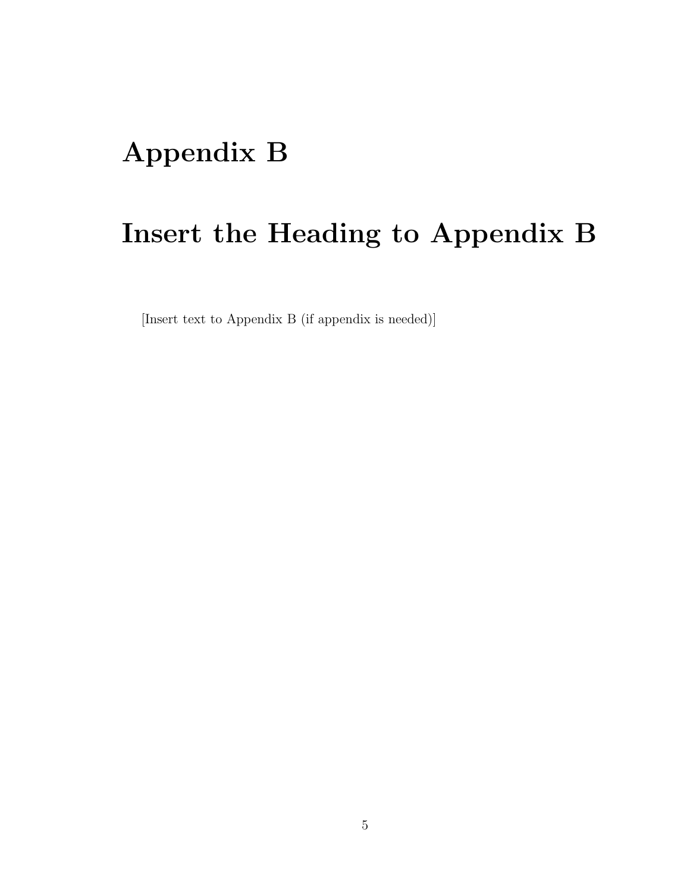# Appendix B

# Insert the Heading to Appendix B

[Insert text to Appendix B (if appendix is needed)]